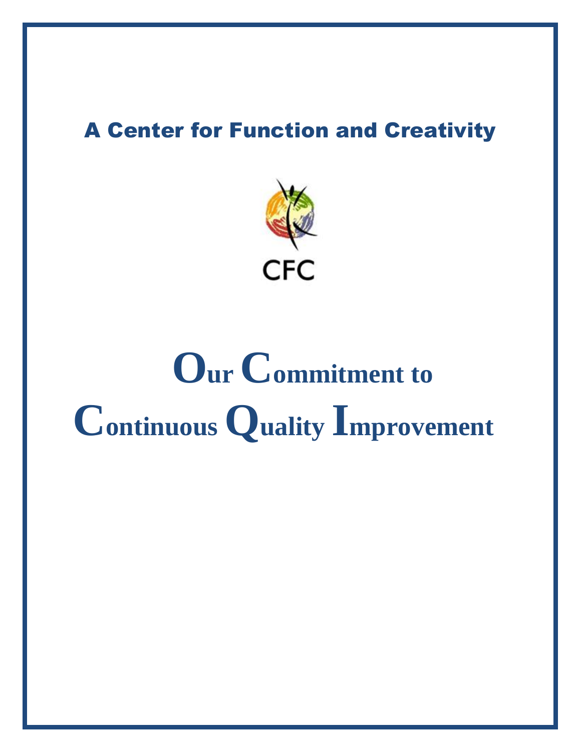## A Center for Function and Creativity

CFC

# Our Commitment to Continuous Quality Improvement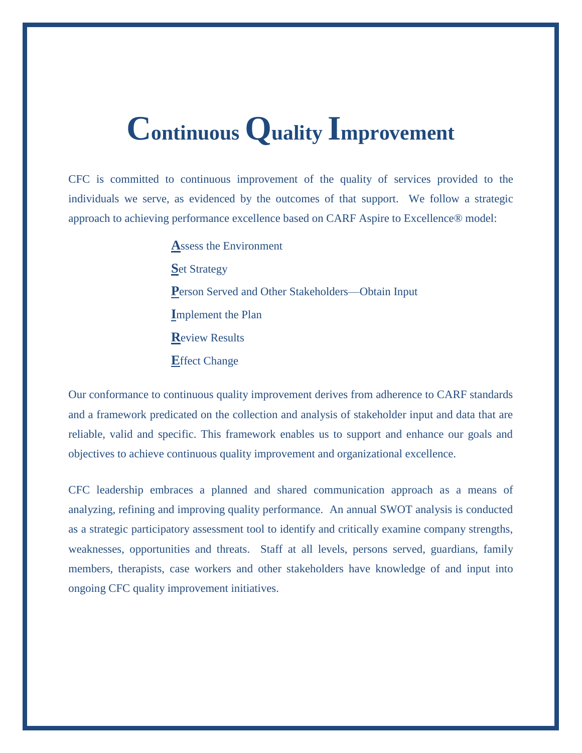# Continuous Quality Improvement

CFC is committed to continuous improvement of the quality of services provided to the individuals we serve, as evidenced by the outcomes of that support. We follow a strategic approach to achieving performance excellence based on CARF Aspire to Excellence® model:

- **A**ssess the Environment
- **S**et Strategy
- **P**erson Served and Other Stakeholders—Obtain Input
- **I**mplement the Plan
- **R**eview Results
- **E**ffect Change

Our conformance to continuous quality improvement derives from adherence to CARF standards and a framework predicated on the collection and analysis of stakeholder input and data that are reliable, valid and specific. This framework enables us to support and enhance our goals and objectives to achieve continuous quality improvement and organizational excellence.

CFC leadership embraces a planned and shared communication approach as a means of analyzing, refining and improving quality performance. An annual SWOT analysis is conducted as a strategic participatory assessment tool to identify and critically examine company strengths, weaknesses, opportunities and threats. Staff at all levels, persons served, guardians, family members, therapists, case workers and other stakeholders have knowledge of and input into ongoing CFC quality improvement initiatives.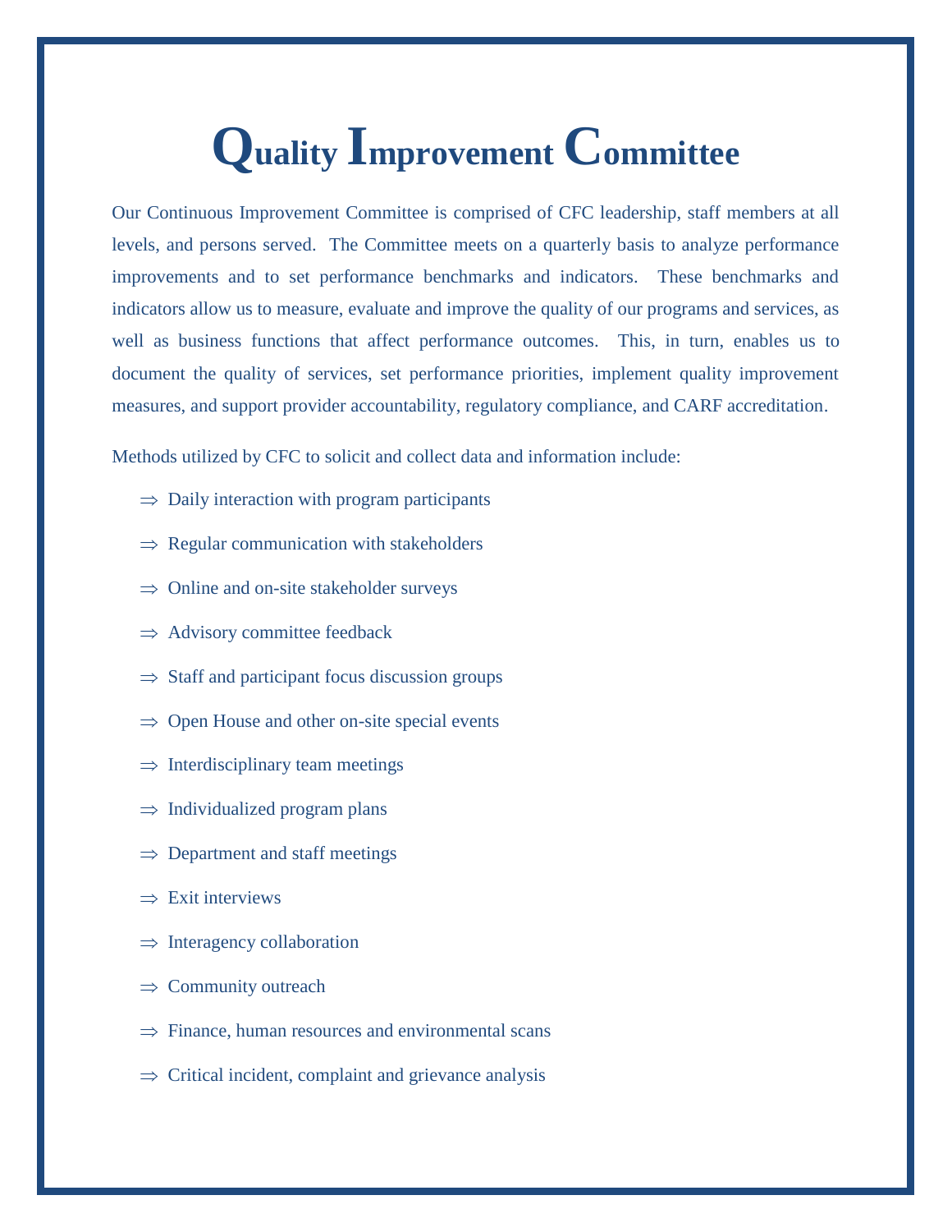# Quality Improvement Committee

Our Continuous Improvement Committee is comprised of CFC leadership, staff members at all levels, and persons served. The Committee meets on a quarterly basis to analyze performance improvements and to set performance benchmarks and indicators. These benchmarks and indicators allow us to measure, evaluate and improve the quality of our programs and services, as well as business functions that affect performance outcomes. This, in turn, enables us to document the quality of services, set performance priorities, implement quality improvement measures, and support provider accountability, regulatory compliance, and CARF accreditation.

Methods utilized by CFC to solicit and collect data and information include:

- Daily interaction with program participants
- Regular communication with stakeholders
- Online and on-site stakeholder surveys
- Advisory committee feedback
- Staff and participant focus discussion groups
- Open House and other on-site special events
- Interdisciplinary team meetings
- Individualized program plans
- Department and staff meetings
- Exit interviews
- Interagency collaboration
- Community outreach
- Finance, human resources and environmental scans
- Critical incident, complaint and grievance analysis